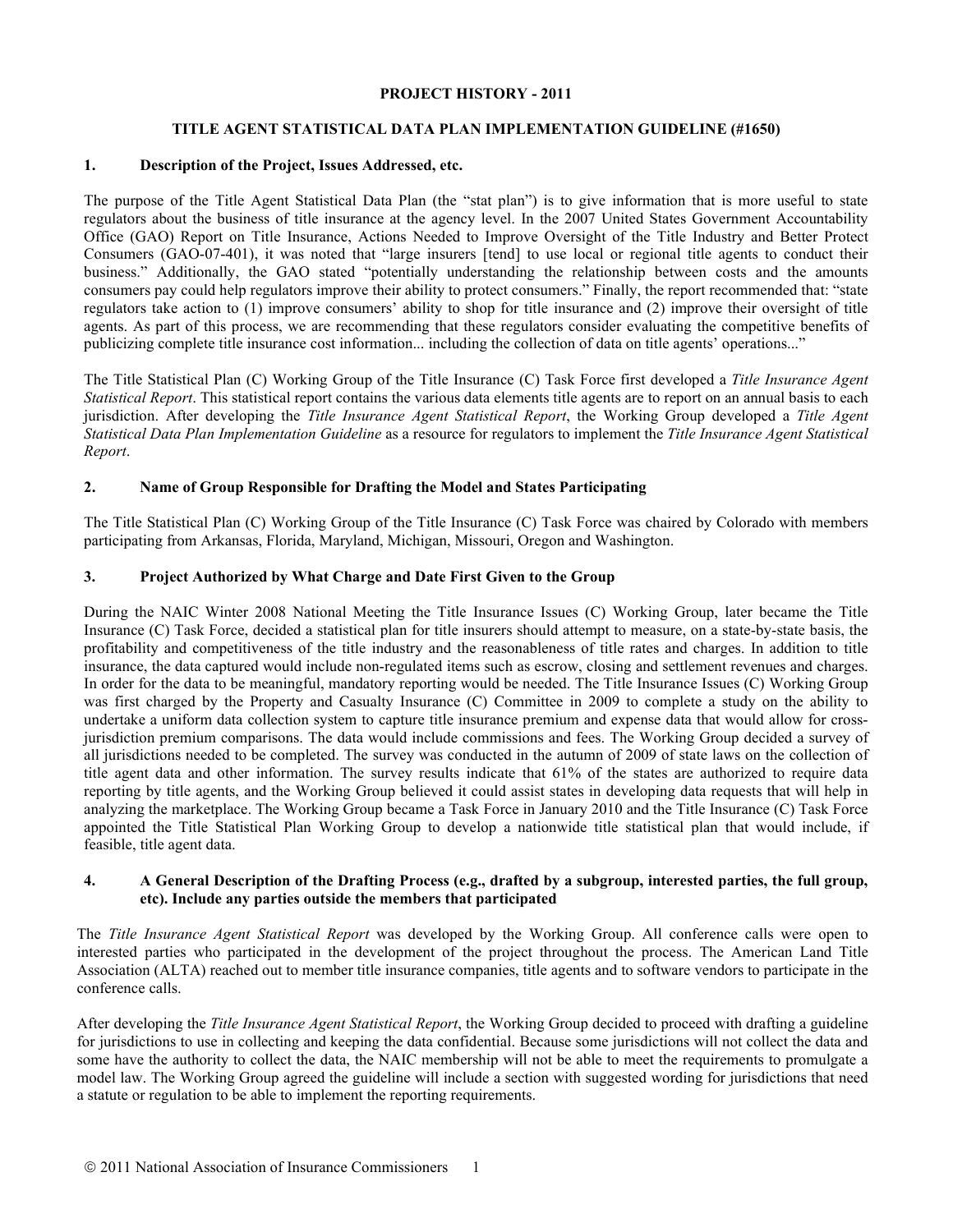**PROJECT HISTORY - 2011**

**TITLE AGENT STATISTICAL DATA PLAN IMPLEMENTATION GUIDELINE (#1650)**

## 1. Description of the Project, Issues Addressed, etc.

The purpose of the Title Agent Statistical Data Plan (the "stat plan") is to give information that is more useful to state regulators about the business of title insurance at the agency level. In the 2007 United States Government Accountability Office (GAO) Report on Title Insurance, Actions Needed to Improve Oversight of the Title Industry and Better Protect Consumers (GAO-07-401), it was noted that "large insurers [tend] to use local or regional title agents to conduct their business." Additionally, the GAO stated "potentially understanding the relationship between costs and the amounts consumers pay could help regulators improve their ability to protect consumers." Finally, the report recommended that: "state regulators take action to (1) improve consumers' ability to shop for title insurance and (2) improve their oversight of title agents. As part of this process, we are recommending that these regulators consider evaluating the competitive benefits of publicizing complete title insurance cost information... including the collection of data on title agents' operations..."

The Title Statistical Plan (C) Working Group of the Title Insurance (C) Task Force first developed a *Title Insurance Agent Statistical Report*. This statistical report contains the various data elements title agents are to report on an annual basis to each jurisdiction. After developing the *Title Insurance Agent Statistical Report*, the Working Group developed a *Title Agent Statistical Data Plan Implementation Guideline* as a resource for regulators to implement the *Title Insurance Agent Statistical Report*.

## 2. Name of Group Responsible for Drafting the Model and States Participating

The Title Statistical Plan (C) Working Group of the Title Insurance (C) Task Force was chaired by Colorado with members participating from Arkansas, Florida, Maryland, Michigan, Missouri, Oregon and Washington.

## 3. Project Authorized by What Charge and Date First Given to the Group

During the NAIC Winter 2008 National Meeting the Title Insurance Issues (C) Working Group, later became the Title Insurance (C) Task Force, decided a statistical plan for title insurers should attempt to measure, on a state-by-state basis, the profitability and competitiveness of the title industry and the reasonableness of title rates and charges. In addition to title insurance, the data captured would include non-regulated items such as escrow, closing and settlement revenues and charges. In order for the data to be meaningful, mandatory reporting would be needed. The Title Insurance Issues (C) Working Group was first charged by the Property and Casualty Insurance (C) Committee in 2009 to complete a study on the ability to undertake a uniform data collection system to capture title insurance premium and expense data that would allow for cross-jurisdiction premium comparisons. The data would include commissions and fees. The Working Group decided a survey of all jurisdictions needed to be completed. The survey was conducted in the autumn of 2009 of state laws on the collection of title agent data and other information. The survey results indicate that 61% of the states are authorized to require data reporting by title agents, and the Working Group believed it could assist states in developing data requests that will help in analyzing the marketplace. The Working Group became a Task Force in January 2010 and the Title Insurance (C) Task Force appointed the Title Statistical Plan Working Group to develop a nationwide title statistical plan that would include, if feasible, title agent data.

## 4. A General Description of the Drafting Process (e.g., drafted by a subgroup, interested parties, the full group, etc). Include any parties outside the members that participated

The *Title Insurance Agent Statistical Report* was developed by the Working Group. All conference calls were open to interested parties who participated in the development of the project throughout the process. The American Land Title Association (ALTA) reached out to member title insurance companies, title agents and to software vendors to participate in the conference calls.

After developing the *Title Insurance Agent Statistical Report*, the Working Group decided to proceed with drafting a guideline for jurisdictions to use in collecting and keeping the data confidential. Because some jurisdictions will not collect the data and some have the authority to collect the data, the NAIC membership will not be able to meet the requirements to promulgate a model law. The Working Group agreed the guideline will include a section with suggested wording for jurisdictions that need a statute or regulation to be able to implement the reporting requirements.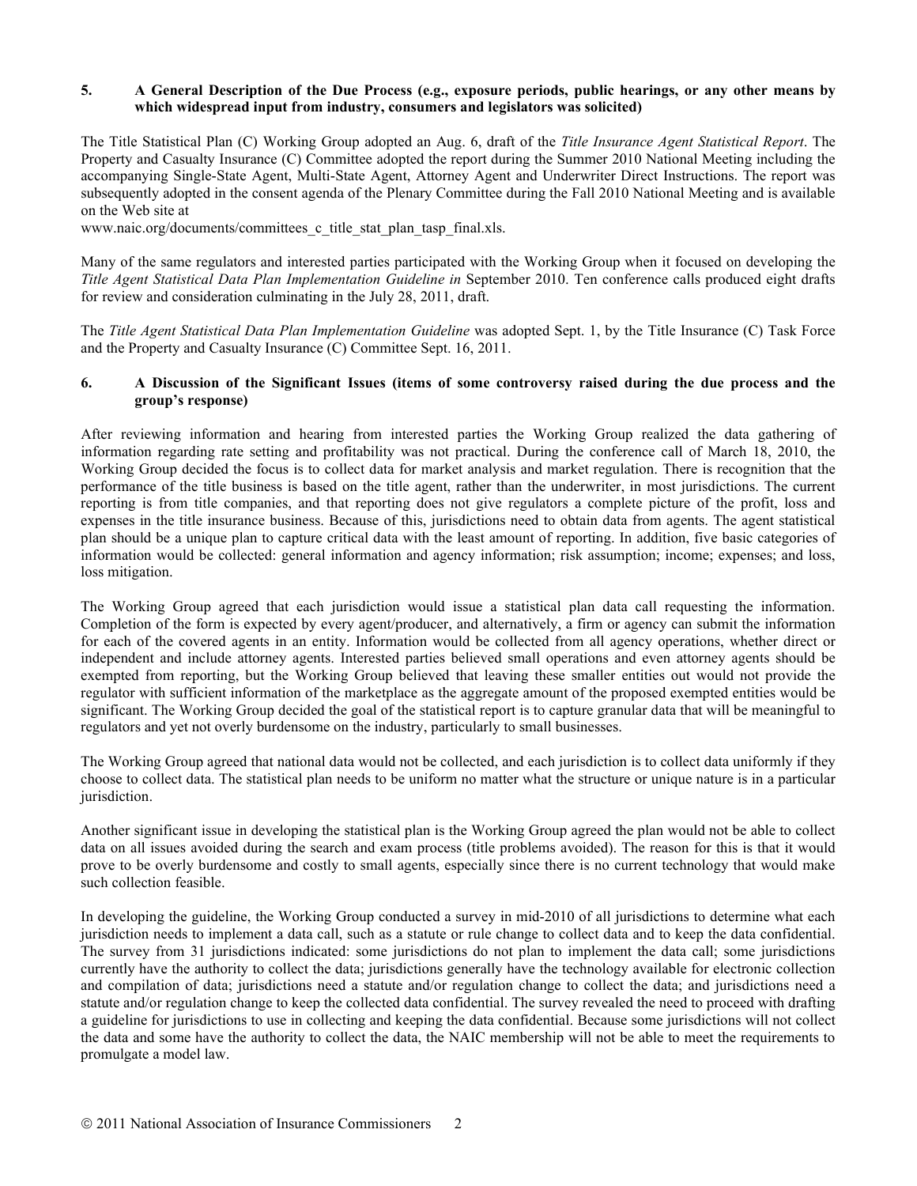## 5. A General Description of the Due Process (e.g., exposure periods, public hearings, or any other means by which widespread input from industry, consumers and legislators was solicited)

The Title Statistical Plan (C) Working Group adopted an Aug. 6, draft of the *Title Insurance Agent Statistical Report*. The Property and Casualty Insurance (C) Committee adopted the report during the Summer 2010 National Meeting including the accompanying Single-State Agent, Multi-State Agent, Attorney Agent and Underwriter Direct Instructions. The report was subsequently adopted in the consent agenda of the Plenary Committee during the Fall 2010 National Meeting and is available on the Web site at
www.naic.org/documents/committees_c_title_stat_plan_tasp_final.xls.

Many of the same regulators and interested parties participated with the Working Group when it focused on developing the *Title Agent Statistical Data Plan Implementation Guideline in* September 2010. Ten conference calls produced eight drafts for review and consideration culminating in the July 28, 2011, draft.

The *Title Agent Statistical Data Plan Implementation Guideline* was adopted Sept. 1, by the Title Insurance (C) Task Force and the Property and Casualty Insurance (C) Committee Sept. 16, 2011.

## 6. A Discussion of the Significant Issues (items of some controversy raised during the due process and the group's response)

After reviewing information and hearing from interested parties the Working Group realized the data gathering of information regarding rate setting and profitability was not practical. During the conference call of March 18, 2010, the Working Group decided the focus is to collect data for market analysis and market regulation. There is recognition that the performance of the title business is based on the title agent, rather than the underwriter, in most jurisdictions. The current reporting is from title companies, and that reporting does not give regulators a complete picture of the profit, loss and expenses in the title insurance business. Because of this, jurisdictions need to obtain data from agents. The agent statistical plan should be a unique plan to capture critical data with the least amount of reporting. In addition, five basic categories of information would be collected: general information and agency information; risk assumption; income; expenses; and loss, loss mitigation.

The Working Group agreed that each jurisdiction would issue a statistical plan data call requesting the information. Completion of the form is expected by every agent/producer, and alternatively, a firm or agency can submit the information for each of the covered agents in an entity. Information would be collected from all agency operations, whether direct or independent and include attorney agents. Interested parties believed small operations and even attorney agents should be exempted from reporting, but the Working Group believed that leaving these smaller entities out would not provide the regulator with sufficient information of the marketplace as the aggregate amount of the proposed exempted entities would be significant. The Working Group decided the goal of the statistical report is to capture granular data that will be meaningful to regulators and yet not overly burdensome on the industry, particularly to small businesses.

The Working Group agreed that national data would not be collected, and each jurisdiction is to collect data uniformly if they choose to collect data. The statistical plan needs to be uniform no matter what the structure or unique nature is in a particular jurisdiction.

Another significant issue in developing the statistical plan is the Working Group agreed the plan would not be able to collect data on all issues avoided during the search and exam process (title problems avoided). The reason for this is that it would prove to be overly burdensome and costly to small agents, especially since there is no current technology that would make such collection feasible.

In developing the guideline, the Working Group conducted a survey in mid-2010 of all jurisdictions to determine what each jurisdiction needs to implement a data call, such as a statute or rule change to collect data and to keep the data confidential. The survey from 31 jurisdictions indicated: some jurisdictions do not plan to implement the data call; some jurisdictions currently have the authority to collect the data; jurisdictions generally have the technology available for electronic collection and compilation of data; jurisdictions need a statute and/or regulation change to collect the data; and jurisdictions need a statute and/or regulation change to keep the collected data confidential. The survey revealed the need to proceed with drafting a guideline for jurisdictions to use in collecting and keeping the data confidential. Because some jurisdictions will not collect the data and some have the authority to collect the data, the NAIC membership will not be able to meet the requirements to promulgate a model law.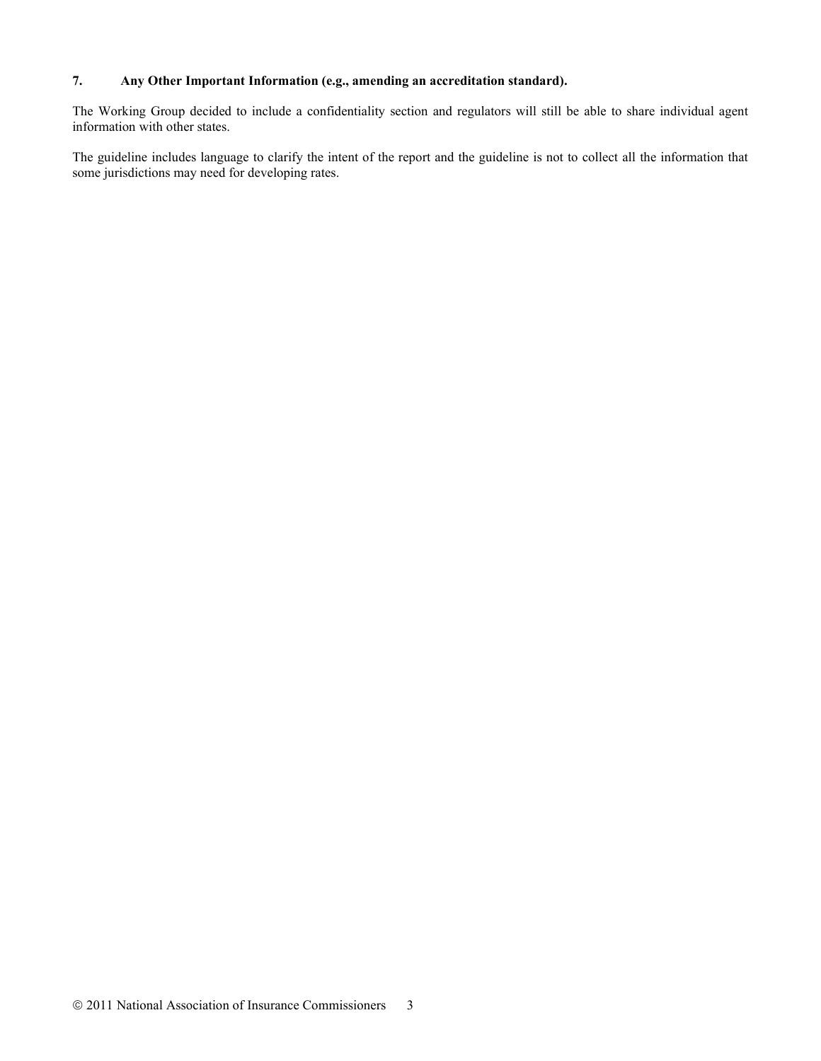**7. Any Other Important Information (e.g., amending an accreditation standard).**

The Working Group decided to include a confidentiality section and regulators will still be able to share individual agent information with other states.

The guideline includes language to clarify the intent of the report and the guideline is not to collect all the information that some jurisdictions may need for developing rates.